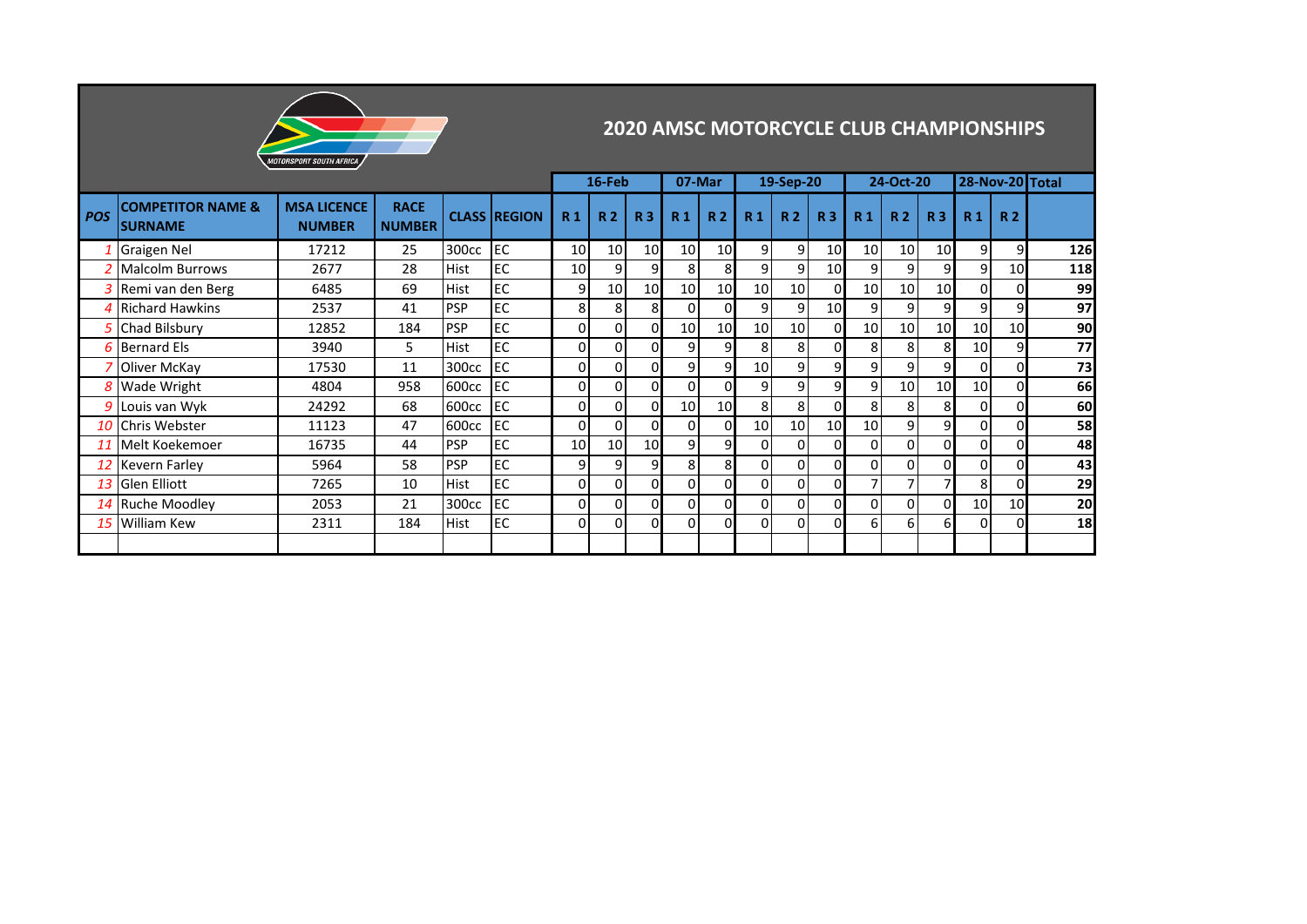## 2020 AMSC MOTORCYCLE CLUB CHAMPIONSHIPS

| POS | COMPETITOR NAME & SURNAME | MSA LICENCE NUMBER | RACE NUMBER | CLASS | REGION | 16-Feb | | | 07-Mar | | 19-Sep-20 | | | 24-Oct-20 | | | 28-Nov-20 | | Total |
|---|---|---|---|---|---|---|---|---|---|---|---|---|---|---|---|---|---|---|---|
| | | | | | | R 1 | R 2 | R 3 | R 1 | R 2 | R 1 | R 2 | R 3 | R 1 | R 2 | R 3 | R 1 | R 2 | |
| 1 | Graigen Nel | 17212 | 25 | 300cc | EC | 10 | 10 | 10 | 10 | 10 | 9 | 9 | 10 | 10 | 10 | 10 | 9 | 9 | 126 |
| 2 | Malcolm Burrows | 2677 | 28 | Hist | EC | 10 | 9 | 9 | 8 | 8 | 9 | 9 | 10 | 9 | 9 | 9 | 9 | 10 | 118 |
| 3 | Remi van den Berg | 6485 | 69 | Hist | EC | 9 | 10 | 10 | 10 | 10 | 10 | 10 | 0 | 10 | 10 | 10 | 0 | 0 | 99 |
| 4 | Richard Hawkins | 2537 | 41 | PSP | EC | 8 | 8 | 8 | 0 | 0 | 9 | 9 | 10 | 9 | 9 | 9 | 9 | 9 | 97 |
| 5 | Chad Bilsbury | 12852 | 184 | PSP | EC | 0 | 0 | 0 | 10 | 10 | 10 | 10 | 0 | 10 | 10 | 10 | 10 | 10 | 90 |
| 6 | Bernard Els | 3940 | 5 | Hist | EC | 0 | 0 | 0 | 9 | 9 | 8 | 8 | 0 | 8 | 8 | 8 | 10 | 9 | 77 |
| 7 | Oliver McKay | 17530 | 11 | 300cc | EC | 0 | 0 | 0 | 9 | 9 | 10 | 9 | 9 | 9 | 9 | 9 | 0 | 0 | 73 |
| 8 | Wade Wright | 4804 | 958 | 600cc | EC | 0 | 0 | 0 | 0 | 0 | 9 | 9 | 9 | 9 | 10 | 10 | 10 | 0 | 66 |
| 9 | Louis van Wyk | 24292 | 68 | 600cc | EC | 0 | 0 | 0 | 10 | 10 | 8 | 8 | 0 | 8 | 8 | 8 | 0 | 0 | 60 |
| 10 | Chris Webster | 11123 | 47 | 600cc | EC | 0 | 0 | 0 | 0 | 0 | 10 | 10 | 10 | 10 | 9 | 9 | 0 | 0 | 58 |
| 11 | Melt Koekemoer | 16735 | 44 | PSP | EC | 10 | 10 | 10 | 9 | 9 | 0 | 0 | 0 | 0 | 0 | 0 | 0 | 0 | 48 |
| 12 | Kevern Farley | 5964 | 58 | PSP | EC | 9 | 9 | 9 | 8 | 8 | 0 | 0 | 0 | 0 | 0 | 0 | 0 | 0 | 43 |
| 13 | Glen Elliott | 7265 | 10 | Hist | EC | 0 | 0 | 0 | 0 | 0 | 0 | 0 | 0 | 7 | 7 | 7 | 8 | 0 | 29 |
| 14 | Ruche Moodley | 2053 | 21 | 300cc | EC | 0 | 0 | 0 | 0 | 0 | 0 | 0 | 0 | 0 | 0 | 0 | 10 | 10 | 20 |
| 15 | William Kew | 2311 | 184 | Hist | EC | 0 | 0 | 0 | 0 | 0 | 0 | 0 | 0 | 6 | 6 | 6 | 0 | 0 | 18 |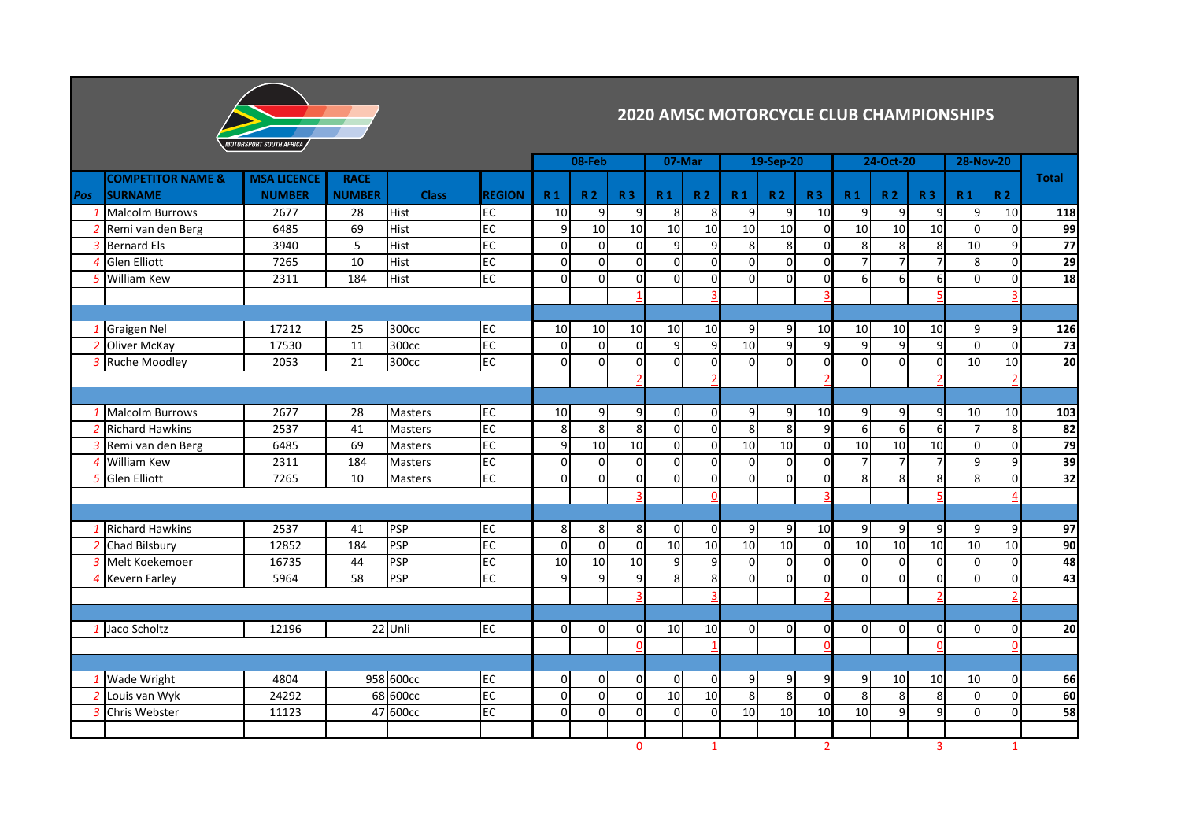# 2020 AMSC MOTORCYCLE CLUB CHAMPIONSHIPS

| | | | | | | 08-Feb | | | 07-Mar | | 19-Sep-20 | | | 24-Oct-20 | | | 28-Nov-20 | | |
|---|---|---|---|---|---|---|---|---|---|---|---|---|---|---|---|---|---|---|---|
| Pos | COMPETITOR NAME & SURNAME | MSA LICENCE NUMBER | RACE NUMBER | Class | REGION | R 1 | R 2 | R 3 | R 1 | R 2 | R 1 | R 2 | R 3 | R 1 | R 2 | R 3 | R 1 | R 2 | Total |
| 1 | Malcolm Burrows | 2677 | 28 | Hist | EC | 10 | 9 | 9 | 8 | 8 | 9 | 9 | 10 | 9 | 9 | 9 | 9 | 10 | 118 |
| 2 | Remi van den Berg | 6485 | 69 | Hist | EC | 9 | 10 | 10 | 10 | 10 | 10 | 10 | 0 | 10 | 10 | 10 | 0 | 0 | 99 |
| 3 | Bernard Els | 3940 | 5 | Hist | EC | 0 | 0 | 0 | 9 | 9 | 8 | 8 | 0 | 8 | 8 | 8 | 10 | 9 | 77 |
| 4 | Glen Elliott | 7265 | 10 | Hist | EC | 0 | 0 | 0 | 0 | 0 | 0 | 0 | 0 | 7 | 7 | 7 | 8 | 0 | 29 |
| 5 | William Kew | 2311 | 184 | Hist | EC | 0 | 0 | 0 | 0 | 0 | 0 | 0 | 0 | 6 | 6 | 6 | 0 | 0 | 18 |
| | | | | | | | | 1 | | 3 | | | 3 | | | 5 | | 3 | |
| | | | | | | | | | | | | | | | | | | | |
| 1 | Graigen Nel | 17212 | 25 | 300cc | EC | 10 | 10 | 10 | 10 | 10 | 9 | 9 | 10 | 10 | 10 | 10 | 9 | 9 | 126 |
| 2 | Oliver McKay | 17530 | 11 | 300cc | EC | 0 | 0 | 0 | 9 | 9 | 10 | 9 | 9 | 9 | 9 | 9 | 0 | 0 | 73 |
| 3 | Ruche Moodley | 2053 | 21 | 300cc | EC | 0 | 0 | 0 | 0 | 0 | 0 | 0 | 0 | 0 | 0 | 0 | 10 | 10 | 20 |
| | | | | | | | | 2 | | 2 | | | 2 | | | 2 | | 2 | |
| | | | | | | | | | | | | | | | | | | | |
| 1 | Malcolm Burrows | 2677 | 28 | Masters | EC | 10 | 9 | 9 | 0 | 0 | 9 | 9 | 10 | 9 | 9 | 9 | 10 | 10 | 103 |
| 2 | Richard Hawkins | 2537 | 41 | Masters | EC | 8 | 8 | 8 | 0 | 0 | 8 | 8 | 9 | 6 | 6 | 6 | 7 | 8 | 82 |
| 3 | Remi van den Berg | 6485 | 69 | Masters | EC | 9 | 10 | 10 | 0 | 0 | 10 | 10 | 0 | 10 | 10 | 10 | 0 | 0 | 79 |
| 4 | William Kew | 2311 | 184 | Masters | EC | 0 | 0 | 0 | 0 | 0 | 0 | 0 | 0 | 7 | 7 | 7 | 9 | 9 | 39 |
| 5 | Glen Elliott | 7265 | 10 | Masters | EC | 0 | 0 | 0 | 0 | 0 | 0 | 0 | 0 | 8 | 8 | 8 | 8 | 0 | 32 |
| | | | | | | | | 3 | | 0 | | | 3 | | | 5 | | 4 | |
| | | | | | | | | | | | | | | | | | | | |
| 1 | Richard Hawkins | 2537 | 41 | PSP | EC | 8 | 8 | 8 | 0 | 0 | 9 | 9 | 10 | 9 | 9 | 9 | 9 | 9 | 97 |
| 2 | Chad Bilsbury | 12852 | 184 | PSP | EC | 0 | 0 | 0 | 10 | 10 | 10 | 10 | 0 | 10 | 10 | 10 | 10 | 10 | 90 |
| 3 | Melt Koekemoer | 16735 | 44 | PSP | EC | 10 | 10 | 10 | 9 | 9 | 0 | 0 | 0 | 0 | 0 | 0 | 0 | 0 | 48 |
| 4 | Kevern Farley | 5964 | 58 | PSP | EC | 9 | 9 | 9 | 8 | 8 | 0 | 0 | 0 | 0 | 0 | 0 | 0 | 0 | 43 |
| | | | | | | | | 3 | | 3 | | | 2 | | | 2 | | 2 | |
| | | | | | | | | | | | | | | | | | | | |
| 1 | Jaco Scholtz | 12196 | 22 | Unli | EC | 0 | 0 | 0 | 10 | 10 | 0 | 0 | 0 | 0 | 0 | 0 | 0 | 0 | 20 |
| | | | | | | | | 0 | | 1 | | | 0 | | | 0 | | 0 | |
| | | | | | | | | | | | | | | | | | | | |
| 1 | Wade Wright | 4804 | 958 | 600cc | EC | 0 | 0 | 0 | 0 | 0 | 9 | 9 | 9 | 9 | 10 | 10 | 10 | 0 | 66 |
| 2 | Louis van Wyk | 24292 | 68 | 600cc | EC | 0 | 0 | 0 | 10 | 10 | 8 | 8 | 0 | 8 | 8 | 8 | 0 | 0 | 60 |
| 3 | Chris Webster | 11123 | 47 | 600cc | EC | 0 | 0 | 0 | 0 | 0 | 10 | 10 | 10 | 10 | 9 | 9 | 0 | 0 | 58 |
| | | | | | | | | | | | | | | | | | | | |
| | | | | | | | | 0 | | 1 | | | 2 | | | 3 | | 1 | |